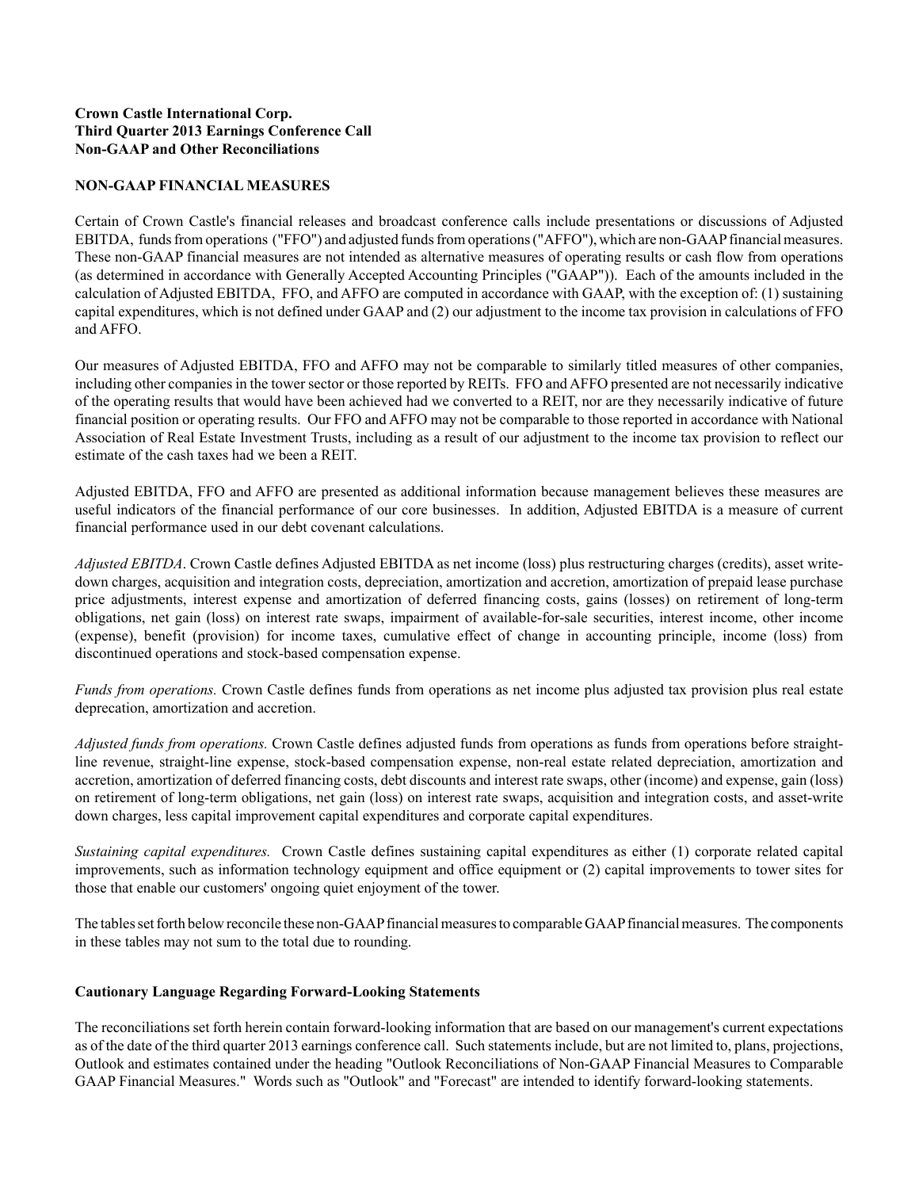**Crown Castle International Corp.**
**Third Quarter 2013 Earnings Conference Call**
**Non-GAAP and Other Reconciliations**

## NON-GAAP FINANCIAL MEASURES

Certain of Crown Castle's financial releases and broadcast conference calls include presentations or discussions of Adjusted EBITDA, funds from operations ("FFO") and adjusted funds from operations ("AFFO"), which are non-GAAP financial measures. These non-GAAP financial measures are not intended as alternative measures of operating results or cash flow from operations (as determined in accordance with Generally Accepted Accounting Principles ("GAAP")). Each of the amounts included in the calculation of Adjusted EBITDA, FFO, and AFFO are computed in accordance with GAAP, with the exception of: (1) sustaining capital expenditures, which is not defined under GAAP and (2) our adjustment to the income tax provision in calculations of FFO and AFFO.

Our measures of Adjusted EBITDA, FFO and AFFO may not be comparable to similarly titled measures of other companies, including other companies in the tower sector or those reported by REITs. FFO and AFFO presented are not necessarily indicative of the operating results that would have been achieved had we converted to a REIT, nor are they necessarily indicative of future financial position or operating results. Our FFO and AFFO may not be comparable to those reported in accordance with National Association of Real Estate Investment Trusts, including as a result of our adjustment to the income tax provision to reflect our estimate of the cash taxes had we been a REIT.

Adjusted EBITDA, FFO and AFFO are presented as additional information because management believes these measures are useful indicators of the financial performance of our core businesses. In addition, Adjusted EBITDA is a measure of current financial performance used in our debt covenant calculations.

*Adjusted EBITDA*. Crown Castle defines Adjusted EBITDA as net income (loss) plus restructuring charges (credits), asset write-down charges, acquisition and integration costs, depreciation, amortization and accretion, amortization of prepaid lease purchase price adjustments, interest expense and amortization of deferred financing costs, gains (losses) on retirement of long-term obligations, net gain (loss) on interest rate swaps, impairment of available-for-sale securities, interest income, other income (expense), benefit (provision) for income taxes, cumulative effect of change in accounting principle, income (loss) from discontinued operations and stock-based compensation expense.

*Funds from operations.* Crown Castle defines funds from operations as net income plus adjusted tax provision plus real estate deprecation, amortization and accretion.

*Adjusted funds from operations.* Crown Castle defines adjusted funds from operations as funds from operations before straight-line revenue, straight-line expense, stock-based compensation expense, non-real estate related depreciation, amortization and accretion, amortization of deferred financing costs, debt discounts and interest rate swaps, other (income) and expense, gain (loss) on retirement of long-term obligations, net gain (loss) on interest rate swaps, acquisition and integration costs, and asset-write down charges, less capital improvement capital expenditures and corporate capital expenditures.

*Sustaining capital expenditures.* Crown Castle defines sustaining capital expenditures as either (1) corporate related capital improvements, such as information technology equipment and office equipment or (2) capital improvements to tower sites for those that enable our customers' ongoing quiet enjoyment of the tower.

The tables set forth below reconcile these non-GAAP financial measures to comparable GAAP financial measures. The components in these tables may not sum to the total due to rounding.

## Cautionary Language Regarding Forward-Looking Statements

The reconciliations set forth herein contain forward-looking information that are based on our management's current expectations as of the date of the third quarter 2013 earnings conference call. Such statements include, but are not limited to, plans, projections, Outlook and estimates contained under the heading "Outlook Reconciliations of Non-GAAP Financial Measures to Comparable GAAP Financial Measures." Words such as "Outlook" and "Forecast" are intended to identify forward-looking statements.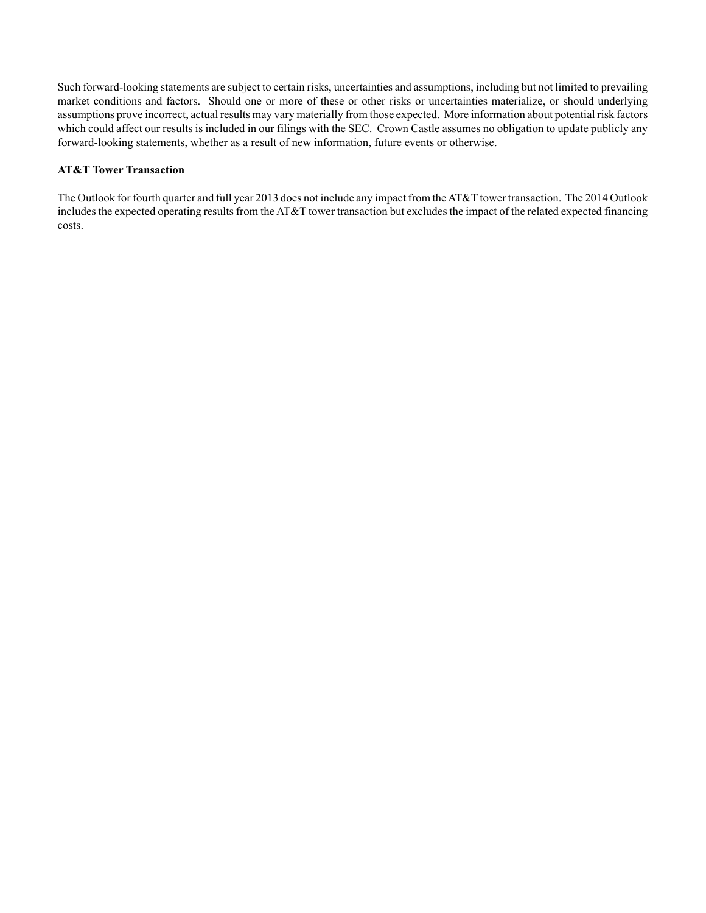Such forward-looking statements are subject to certain risks, uncertainties and assumptions, including but not limited to prevailing market conditions and factors. Should one or more of these or other risks or uncertainties materialize, or should underlying assumptions prove incorrect, actual results may vary materially from those expected. More information about potential risk factors which could affect our results is included in our filings with the SEC. Crown Castle assumes no obligation to update publicly any forward-looking statements, whether as a result of new information, future events or otherwise.

**AT&T Tower Transaction**

The Outlook for fourth quarter and full year 2013 does not include any impact from the AT&T tower transaction. The 2014 Outlook includes the expected operating results from the AT&T tower transaction but excludes the impact of the related expected financing costs.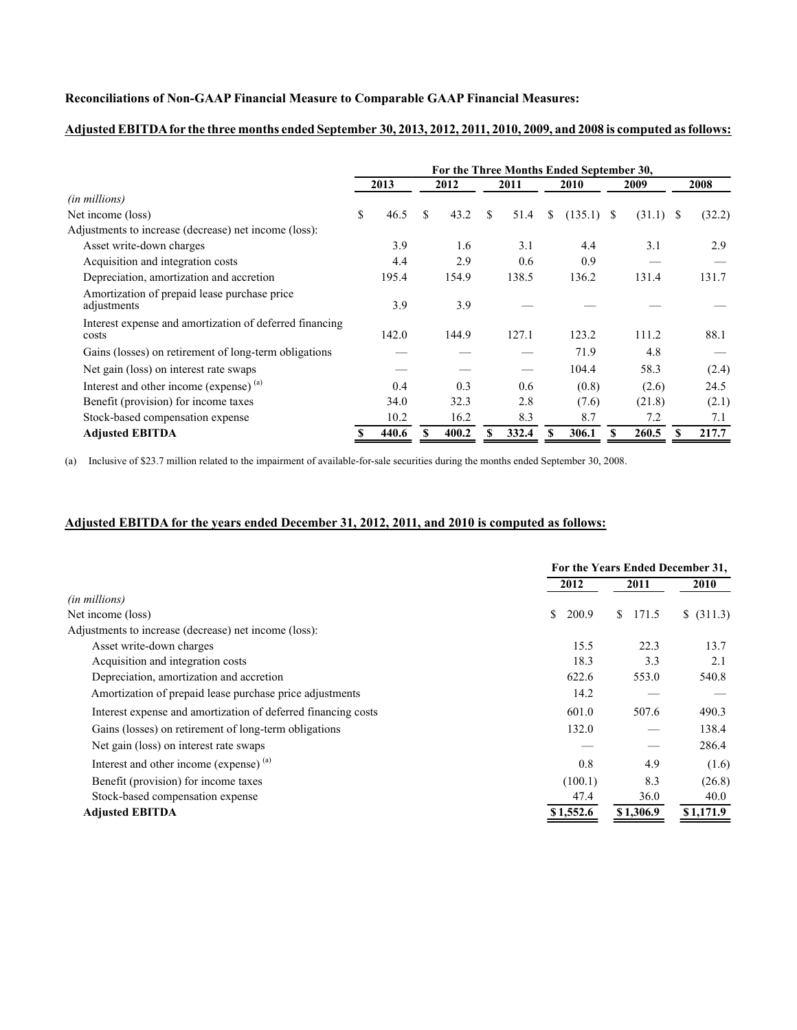**Reconciliations of Non-GAAP Financial Measure to Comparable GAAP Financial Measures:**

**Adjusted EBITDA for the three months ended September 30, 2013, 2012, 2011, 2010, 2009, and 2008 is computed as follows:**

| | For the Three Months Ended September 30, | | | | | |
|---|---|---|---|---|---|---|
| | 2013 | 2012 | 2011 | 2010 | 2009 | 2008 |
| *(in millions)* | | | | | | |
| Net income (loss) | $ 46.5 | $ 43.2 | $ 51.4 | $ (135.1) | $ (31.1) | $ (32.2) |
| Adjustments to increase (decrease) net income (loss): | | | | | | |
| Asset write-down charges | 3.9 | 1.6 | 3.1 | 4.4 | 3.1 | 2.9 |
| Acquisition and integration costs | 4.4 | 2.9 | 0.6 | 0.9 | — | — |
| Depreciation, amortization and accretion | 195.4 | 154.9 | 138.5 | 136.2 | 131.4 | 131.7 |
| Amortization of prepaid lease purchase price adjustments | 3.9 | 3.9 | — | — | — | — |
| Interest expense and amortization of deferred financing costs | 142.0 | 144.9 | 127.1 | 123.2 | 111.2 | 88.1 |
| Gains (losses) on retirement of long-term obligations | — | — | — | 71.9 | 4.8 | — |
| Net gain (loss) on interest rate swaps | — | — | — | 104.4 | 58.3 | (2.4) |
| Interest and other income (expense) [(a)] | 0.4 | 0.3 | 0.6 | (0.8) | (2.6) | 24.5 |
| Benefit (provision) for income taxes | 34.0 | 32.3 | 2.8 | (7.6) | (21.8) | (2.1) |
| Stock-based compensation expense | 10.2 | 16.2 | 8.3 | 8.7 | 7.2 | 7.1 |
| **Adjusted EBITDA** | **$ 440.6** | **$ 400.2** | **$ 332.4** | **$ 306.1** | **$ 260.5** | **$ 217.7** |

(a) Inclusive of $23.7 million related to the impairment of available-for-sale securities during the months ended September 30, 2008.

**Adjusted EBITDA for the years ended December 31, 2012, 2011, and 2010 is computed as follows:**

| | For the Years Ended December 31, | | |
|---|---|---|---|
| | 2012 | 2011 | 2010 |
| *(in millions)* | | | |
| Net income (loss) | $ 200.9 | $ 171.5 | $ (311.3) |
| Adjustments to increase (decrease) net income (loss): | | | |
| Asset write-down charges | 15.5 | 22.3 | 13.7 |
| Acquisition and integration costs | 18.3 | 3.3 | 2.1 |
| Depreciation, amortization and accretion | 622.6 | 553.0 | 540.8 |
| Amortization of prepaid lease purchase price adjustments | 14.2 | — | — |
| Interest expense and amortization of deferred financing costs | 601.0 | 507.6 | 490.3 |
| Gains (losses) on retirement of long-term obligations | 132.0 | — | 138.4 |
| Net gain (loss) on interest rate swaps | — | — | 286.4 |
| Interest and other income (expense) [(a)] | 0.8 | 4.9 | (1.6) |
| Benefit (provision) for income taxes | (100.1) | 8.3 | (26.8) |
| Stock-based compensation expense | 47.4 | 36.0 | 40.0 |
| **Adjusted EBITDA** | **$ 1,552.6** | **$ 1,306.9** | **$ 1,171.9** |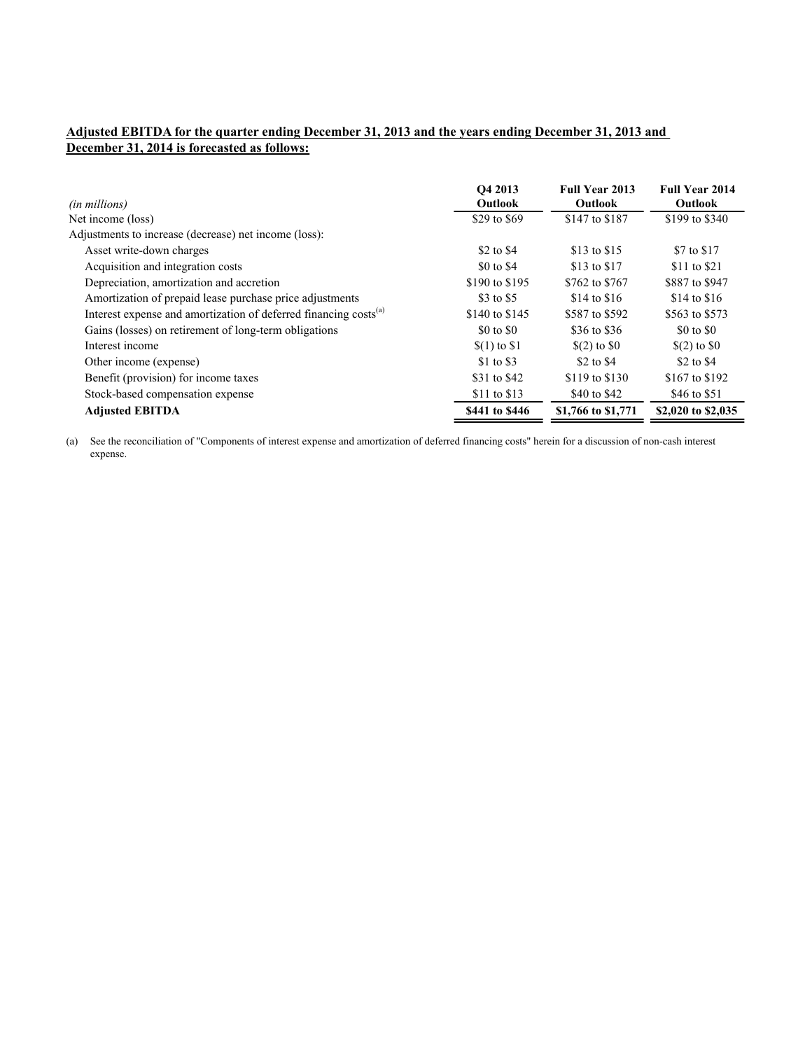**Adjusted EBITDA for the quarter ending December 31, 2013 and the years ending December 31, 2013 and December 31, 2014 is forecasted as follows:**

| *(in millions)* | Q4 2013 Outlook | Full Year 2013 Outlook | Full Year 2014 Outlook |
|---|---|---|---|
| Net income (loss) | $29 to $69 | $147 to $187 | $199 to $340 |
| Adjustments to increase (decrease) net income (loss): | | | |
| Asset write-down charges | $2 to $4 | $13 to $15 | $7 to $17 |
| Acquisition and integration costs | $0 to $4 | $13 to $17 | $11 to $21 |
| Depreciation, amortization and accretion | $190 to $195 | $762 to $767 | $887 to $947 |
| Amortization of prepaid lease purchase price adjustments | $3 to $5 | $14 to $16 | $14 to $16 |
| Interest expense and amortization of deferred financing costs[a] | $140 to $145 | $587 to $592 | $563 to $573 |
| Gains (losses) on retirement of long-term obligations | $0 to $0 | $36 to $36 | $0 to $0 |
| Interest income | $(1) to $1 | $(2) to $0 | $(2) to $0 |
| Other income (expense) | $1 to $3 | $2 to $4 | $2 to $4 |
| Benefit (provision) for income taxes | $31 to $42 | $119 to $130 | $167 to $192 |
| Stock-based compensation expense | $11 to $13 | $40 to $42 | $46 to $51 |
| **Adjusted EBITDA** | **$441 to $446** | **$1,766 to $1,771** | **$2,020 to $2,035** |

(a) See the reconciliation of "Components of interest expense and amortization of deferred financing costs" herein for a discussion of non-cash interest expense.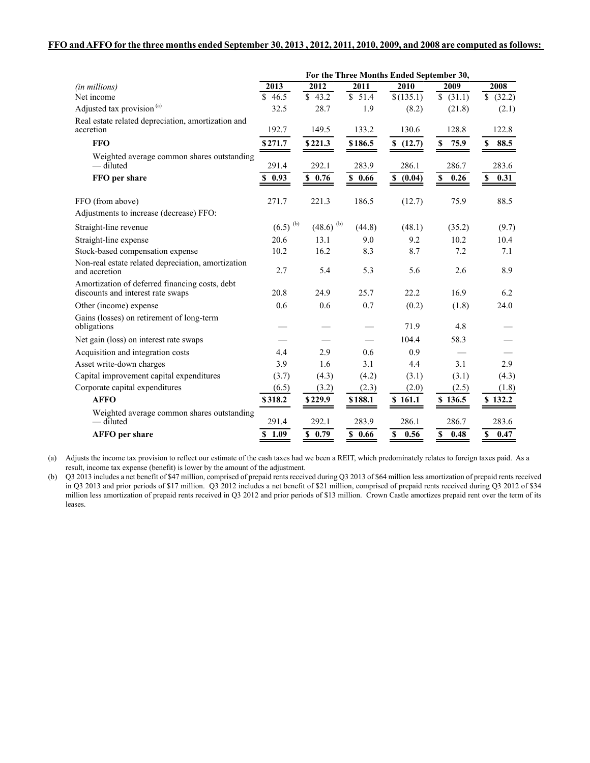**FFO and AFFO for the three months ended September 30, 2013 , 2012, 2011, 2010, 2009, and 2008 are computed as follows:**

| | For the Three Months Ended September 30, | | | | | |
|---|---|---|---|---|---|---|
| *(in millions)* | 2013 | 2012 | 2011 | 2010 | 2009 | 2008 |
| Net income | $ 46.5 | $ 43.2 | $ 51.4 | $(135.1) | $ (31.1) | $ (32.2) |
| Adjusted tax provision [(a)] | 32.5 | 28.7 | 1.9 | (8.2) | (21.8) | (2.1) |
| Real estate related depreciation, amortization and accretion | 192.7 | 149.5 | 133.2 | 130.6 | 128.8 | 122.8 |
| **FFO** | **$271.7** | **$221.3** | **$186.5** | **$ (12.7)** | **$ 75.9** | **$ 88.5** |
| Weighted average common shares outstanding — diluted | 291.4 | 292.1 | 283.9 | 286.1 | 286.7 | 283.6 |
| **FFO per share** | **$ 0.93** | **$ 0.76** | **$ 0.66** | **$ (0.04)** | **$ 0.26** | **$ 0.31** |
| | | | | | | |
| FFO (from above) | 271.7 | 221.3 | 186.5 | (12.7) | 75.9 | 88.5 |
| Adjustments to increase (decrease) FFO: | | | | | | |
| Straight-line revenue | (6.5) [(b)] | (48.6) [(b)] | (44.8) | (48.1) | (35.2) | (9.7) |
| Straight-line expense | 20.6 | 13.1 | 9.0 | 9.2 | 10.2 | 10.4 |
| Stock-based compensation expense | 10.2 | 16.2 | 8.3 | 8.7 | 7.2 | 7.1 |
| Non-real estate related depreciation, amortization and accretion | 2.7 | 5.4 | 5.3 | 5.6 | 2.6 | 8.9 |
| Amortization of deferred financing costs, debt discounts and interest rate swaps | 20.8 | 24.9 | 25.7 | 22.2 | 16.9 | 6.2 |
| Other (income) expense | 0.6 | 0.6 | 0.7 | (0.2) | (1.8) | 24.0 |
| Gains (losses) on retirement of long-term obligations | — | — | — | 71.9 | 4.8 | — |
| Net gain (loss) on interest rate swaps | — | — | — | 104.4 | 58.3 | — |
| Acquisition and integration costs | 4.4 | 2.9 | 0.6 | 0.9 | — | — |
| Asset write-down charges | 3.9 | 1.6 | 3.1 | 4.4 | 3.1 | 2.9 |
| Capital improvement capital expenditures | (3.7) | (4.3) | (4.2) | (3.1) | (3.1) | (4.3) |
| Corporate capital expenditures | (6.5) | (3.2) | (2.3) | (2.0) | (2.5) | (1.8) |
| **AFFO** | **$318.2** | **$229.9** | **$188.1** | **$ 161.1** | **$ 136.5** | **$ 132.2** |
| Weighted average common shares outstanding — diluted | 291.4 | 292.1 | 283.9 | 286.1 | 286.7 | 283.6 |
| **AFFO per share** | **$ 1.09** | **$ 0.79** | **$ 0.66** | **$ 0.56** | **$ 0.48** | **$ 0.47** |

(a) Adjusts the income tax provision to reflect our estimate of the cash taxes had we been a REIT, which predominately relates to foreign taxes paid. As a result, income tax expense (benefit) is lower by the amount of the adjustment.

(b) Q3 2013 includes a net benefit of $47 million, comprised of prepaid rents received during Q3 2013 of $64 million less amortization of prepaid rents received in Q3 2013 and prior periods of $17 million. Q3 2012 includes a net benefit of $21 million, comprised of prepaid rents received during Q3 2012 of $34 million less amortization of prepaid rents received in Q3 2012 and prior periods of $13 million. Crown Castle amortizes prepaid rent over the term of its leases.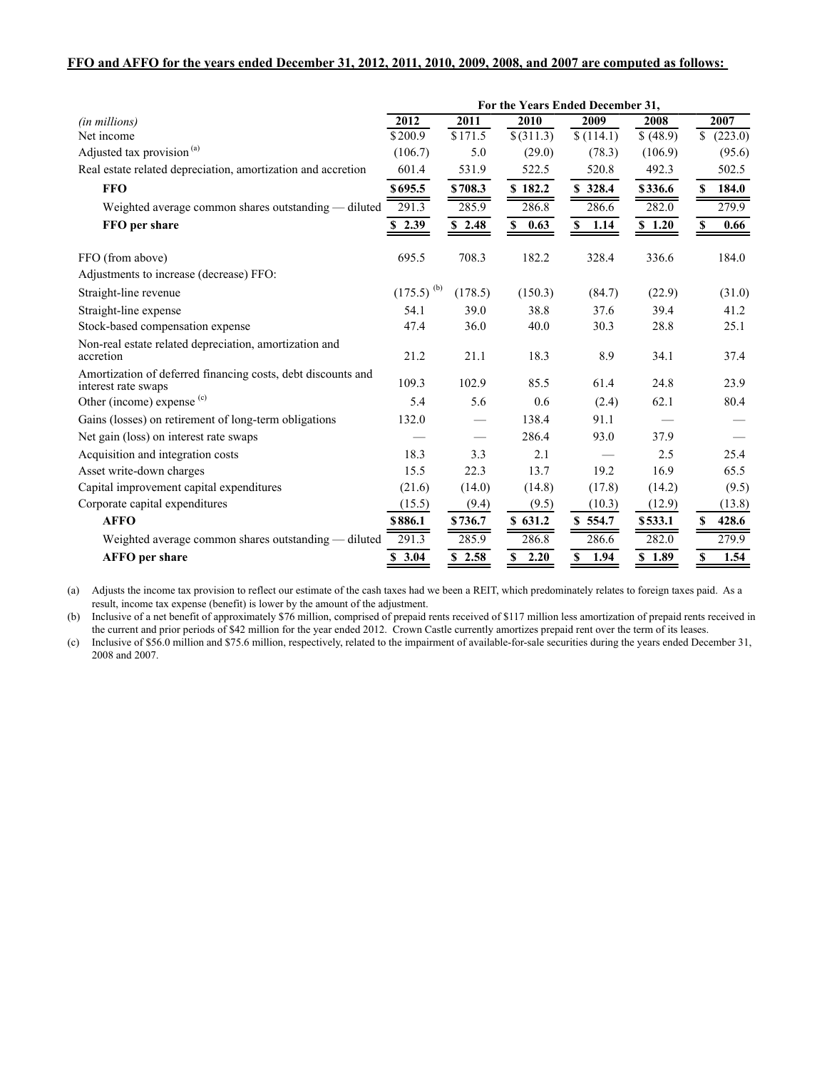**FFO and AFFO for the years ended December 31, 2012, 2011, 2010, 2009, 2008, and 2007 are computed as follows:**

| | For the Years Ended December 31, | | | | | |
|---|---|---|---|---|---|---|
| *(in millions)* | 2012 | 2011 | 2010 | 2009 | 2008 | 2007 |
| Net income | $200.9 | $171.5 | $(311.3) | $(114.1) | $(48.9) | $(223.0) |
| Adjusted tax provision [(a)] | (106.7) | 5.0 | (29.0) | (78.3) | (106.9) | (95.6) |
| Real estate related depreciation, amortization and accretion | 601.4 | 531.9 | 522.5 | 520.8 | 492.3 | 502.5 |
| **FFO** | **$695.5** | **$708.3** | **$182.2** | **$328.4** | **$336.6** | **$184.0** |
| Weighted average common shares outstanding — diluted | 291.3 | 285.9 | 286.8 | 286.6 | 282.0 | 279.9 |
| **FFO per share** | **$2.39** | **$2.48** | **$0.63** | **$1.14** | **$1.20** | **$0.66** |
| | | | | | | |
| FFO (from above) | 695.5 | 708.3 | 182.2 | 328.4 | 336.6 | 184.0 |
| Adjustments to increase (decrease) FFO: | | | | | | |
| Straight-line revenue | (175.5) [(b)] | (178.5) | (150.3) | (84.7) | (22.9) | (31.0) |
| Straight-line expense | 54.1 | 39.0 | 38.8 | 37.6 | 39.4 | 41.2 |
| Stock-based compensation expense | 47.4 | 36.0 | 40.0 | 30.3 | 28.8 | 25.1 |
| Non-real estate related depreciation, amortization and accretion | 21.2 | 21.1 | 18.3 | 8.9 | 34.1 | 37.4 |
| Amortization of deferred financing costs, debt discounts and interest rate swaps | 109.3 | 102.9 | 85.5 | 61.4 | 24.8 | 23.9 |
| Other (income) expense [(c)] | 5.4 | 5.6 | 0.6 | (2.4) | 62.1 | 80.4 |
| Gains (losses) on retirement of long-term obligations | 132.0 | — | 138.4 | 91.1 | — | — |
| Net gain (loss) on interest rate swaps | — | — | 286.4 | 93.0 | 37.9 | — |
| Acquisition and integration costs | 18.3 | 3.3 | 2.1 | — | 2.5 | 25.4 |
| Asset write-down charges | 15.5 | 22.3 | 13.7 | 19.2 | 16.9 | 65.5 |
| Capital improvement capital expenditures | (21.6) | (14.0) | (14.8) | (17.8) | (14.2) | (9.5) |
| Corporate capital expenditures | (15.5) | (9.4) | (9.5) | (10.3) | (12.9) | (13.8) |
| **AFFO** | **$886.1** | **$736.7** | **$631.2** | **$554.7** | **$533.1** | **$428.6** |
| Weighted average common shares outstanding — diluted | 291.3 | 285.9 | 286.8 | 286.6 | 282.0 | 279.9 |
| **AFFO per share** | **$3.04** | **$2.58** | **$2.20** | **$1.94** | **$1.89** | **$1.54** |

(a) Adjusts the income tax provision to reflect our estimate of the cash taxes had we been a REIT, which predominately relates to foreign taxes paid. As a result, income tax expense (benefit) is lower by the amount of the adjustment.

(b) Inclusive of a net benefit of approximately $76 million, comprised of prepaid rents received of $117 million less amortization of prepaid rents received in the current and prior periods of $42 million for the year ended 2012. Crown Castle currently amortizes prepaid rent over the term of its leases.

(c) Inclusive of $56.0 million and $75.6 million, respectively, related to the impairment of available-for-sale securities during the years ended December 31, 2008 and 2007.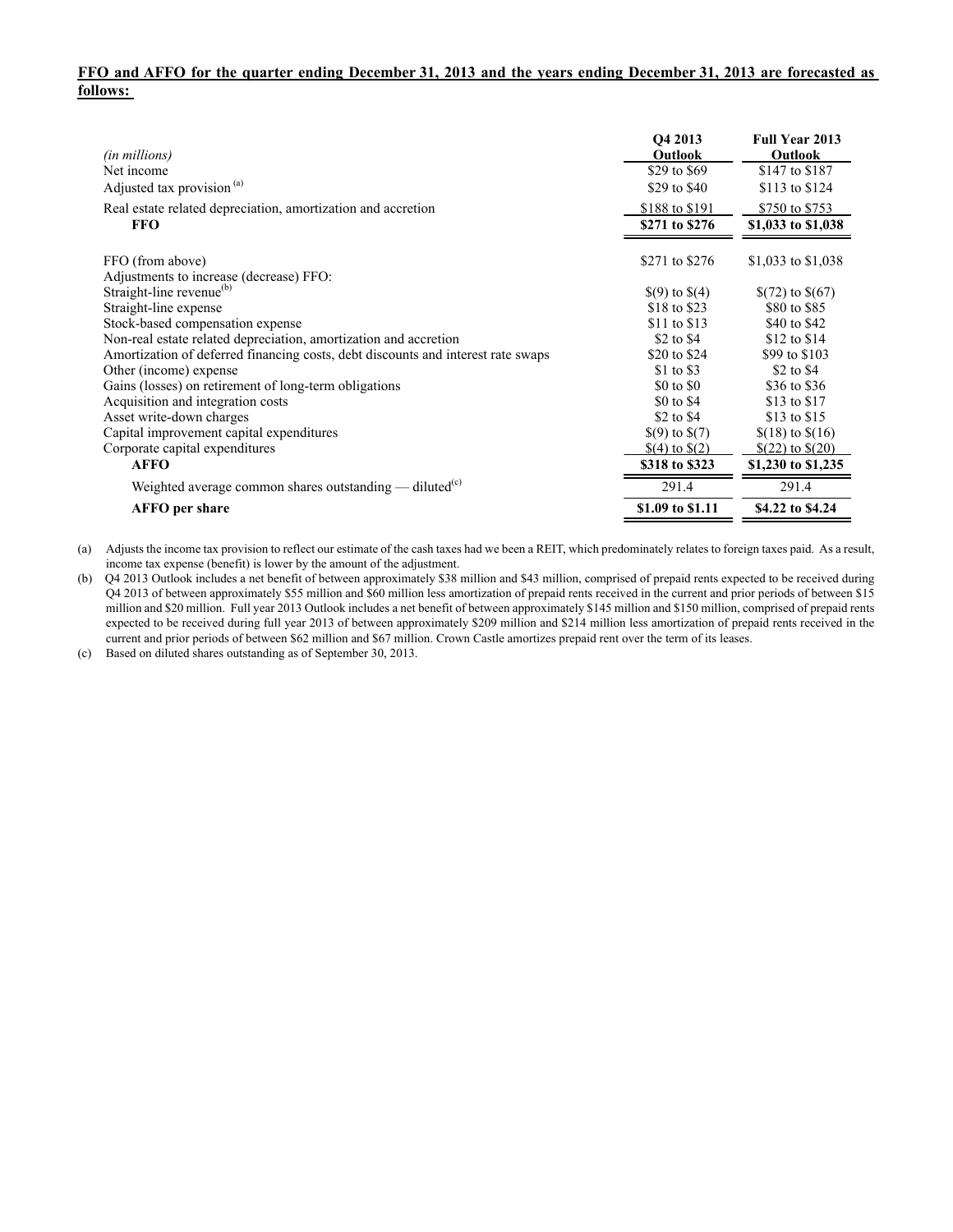**FFO and AFFO for the quarter ending December 31, 2013 and the years ending December 31, 2013 are forecasted as follows:**

| *(in millions)* | Q4 2013 Outlook | Full Year 2013 Outlook |
|---|---|---|
| Net income | \$29 to \$69 | \$147 to \$187 |
| Adjusted tax provision [(a)] | \$29 to \$40 | \$113 to \$124 |
| Real estate related depreciation, amortization and accretion | \$188 to \$191 | \$750 to \$753 |
| **FFO** | **\$271 to \$276** | **\$1,033 to \$1,038** |
| | | |
| FFO (from above) | \$271 to \$276 | \$1,033 to \$1,038 |
| Adjustments to increase (decrease) FFO: | | |
| Straight-line revenue[(b)] | \$(9) to \$(4) | \$(72) to \$(67) |
| Straight-line expense | \$18 to \$23 | \$80 to \$85 |
| Stock-based compensation expense | \$11 to \$13 | \$40 to \$42 |
| Non-real estate related depreciation, amortization and accretion | \$2 to \$4 | \$12 to \$14 |
| Amortization of deferred financing costs, debt discounts and interest rate swaps | \$20 to \$24 | \$99 to \$103 |
| Other (income) expense | \$1 to \$3 | \$2 to \$4 |
| Gains (losses) on retirement of long-term obligations | \$0 to \$0 | \$36 to \$36 |
| Acquisition and integration costs | \$0 to \$4 | \$13 to \$17 |
| Asset write-down charges | \$2 to \$4 | \$13 to \$15 |
| Capital improvement capital expenditures | \$(9) to \$(7) | \$(18) to \$(16) |
| Corporate capital expenditures | \$(4) to \$(2) | \$(22) to \$(20) |
| **AFFO** | **\$318 to \$323** | **\$1,230 to \$1,235** |
| Weighted average common shares outstanding — diluted[(c)] | 291.4 | 291.4 |
| **AFFO per share** | **\$1.09 to \$1.11** | **\$4.22 to \$4.24** |

(a) Adjusts the income tax provision to reflect our estimate of the cash taxes had we been a REIT, which predominately relates to foreign taxes paid. As a result, income tax expense (benefit) is lower by the amount of the adjustment.

(b) Q4 2013 Outlook includes a net benefit of between approximately \$38 million and \$43 million, comprised of prepaid rents expected to be received during Q4 2013 of between approximately \$55 million and \$60 million less amortization of prepaid rents received in the current and prior periods of between \$15 million and \$20 million. Full year 2013 Outlook includes a net benefit of between approximately \$145 million and \$150 million, comprised of prepaid rents expected to be received during full year 2013 of between approximately \$209 million and \$214 million less amortization of prepaid rents received in the current and prior periods of between \$62 million and \$67 million. Crown Castle amortizes prepaid rent over the term of its leases.

(c) Based on diluted shares outstanding as of September 30, 2013.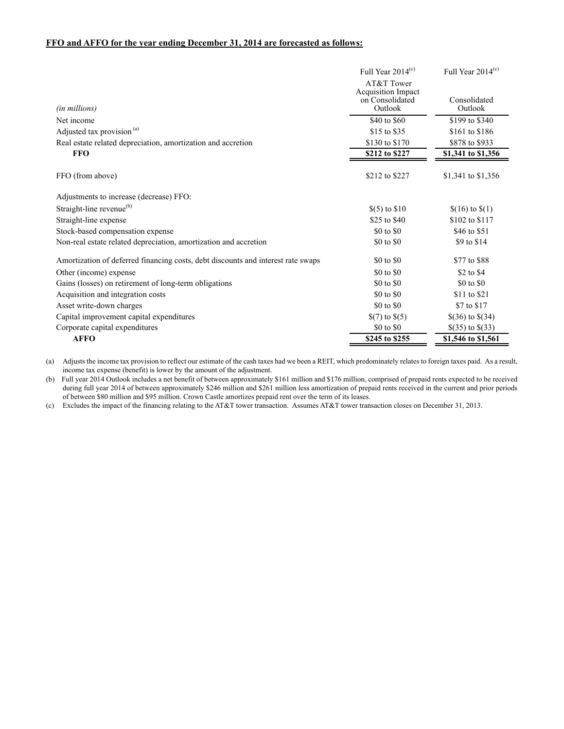**FFO and AFFO for the year ending December 31, 2014 are forecasted as follows:**

| *(in millions)* | Full Year 2014[(c)] AT&T Tower Acquisition Impact on Consolidated Outlook | Full Year 2014[(c)] Consolidated Outlook |
|---|---|---|
| Net income | \$40 to \$60 | \$199 to \$340 |
| Adjusted tax provision [(a)] | \$15 to \$35 | \$161 to \$186 |
| Real estate related depreciation, amortization and accretion | \$130 to \$170 | \$878 to \$933 |
| **FFO** | **\$212 to \$227** | **\$1,341 to \$1,356** |
| | | |
| FFO (from above) | \$212 to \$227 | \$1,341 to \$1,356 |
| | | |
| Adjustments to increase (decrease) FFO: | | |
| Straight-line revenue[(b)] | \$(5) to \$10 | \$(16) to \$(1) |
| Straight-line expense | \$25 to \$40 | \$102 to \$117 |
| Stock-based compensation expense | \$0 to \$0 | \$46 to \$51 |
| Non-real estate related depreciation, amortization and accretion | \$0 to \$0 | \$9 to \$14 |
| Amortization of deferred financing costs, debt discounts and interest rate swaps | \$0 to \$0 | \$77 to \$88 |
| Other (income) expense | \$0 to \$0 | \$2 to \$4 |
| Gains (losses) on retirement of long-term obligations | \$0 to \$0 | \$0 to \$0 |
| Acquisition and integration costs | \$0 to \$0 | \$11 to \$21 |
| Asset write-down charges | \$0 to \$0 | \$7 to \$17 |
| Capital improvement capital expenditures | \$(7) to \$(5) | \$(36) to \$(34) |
| Corporate capital expenditures | \$0 to \$0 | \$(35) to \$(33) |
| **AFFO** | **\$245 to \$255** | **\$1,546 to \$1,561** |

(a) Adjusts the income tax provision to reflect our estimate of the cash taxes had we been a REIT, which predominately relates to foreign taxes paid. As a result, income tax expense (benefit) is lower by the amount of the adjustment.

(b) Full year 2014 Outlook includes a net benefit of between approximately \$161 million and \$176 million, comprised of prepaid rents expected to be received during full year 2014 of between approximately \$246 million and \$261 million less amortization of prepaid rents received in the current and prior periods of between \$80 million and \$95 million. Crown Castle amortizes prepaid rent over the term of its leases.

(c) Excludes the impact of the financing relating to the AT&T tower transaction. Assumes AT&T tower transaction closes on December 31, 2013.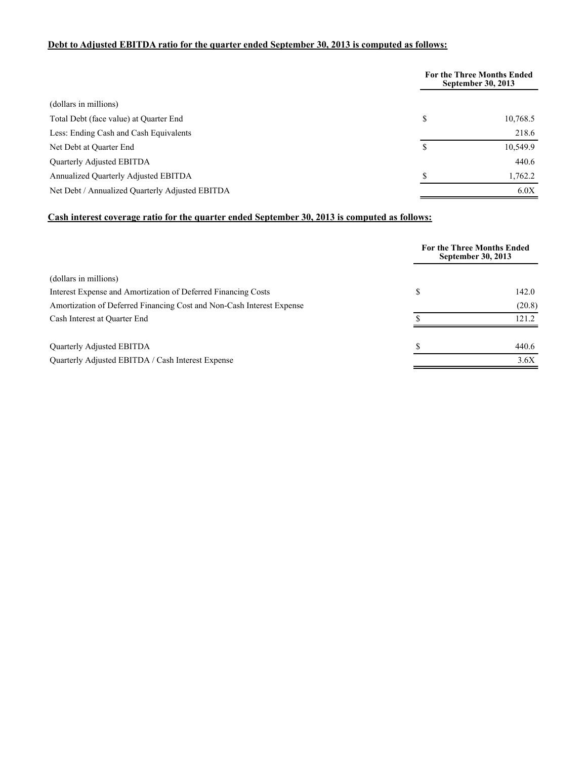**Debt to Adjusted EBITDA ratio for the quarter ended September 30, 2013 is computed as follows:**

| | For the Three Months Ended September 30, 2013 |
|---|---|
| (dollars in millions) | |
| Total Debt (face value) at Quarter End | $ 10,768.5 |
| Less: Ending Cash and Cash Equivalents | 218.6 |
| Net Debt at Quarter End | $ 10,549.9 |
| Quarterly Adjusted EBITDA | 440.6 |
| Annualized Quarterly Adjusted EBITDA | $ 1,762.2 |
| Net Debt / Annualized Quarterly Adjusted EBITDA | 6.0X |

**Cash interest coverage ratio for the quarter ended September 30, 2013 is computed as follows:**

| | For the Three Months Ended September 30, 2013 |
|---|---|
| (dollars in millions) | |
| Interest Expense and Amortization of Deferred Financing Costs | $ 142.0 |
| Amortization of Deferred Financing Cost and Non-Cash Interest Expense | (20.8) |
| Cash Interest at Quarter End | $ 121.2 |
| | |
| Quarterly Adjusted EBITDA | $ 440.6 |
| Quarterly Adjusted EBITDA / Cash Interest Expense | 3.6X |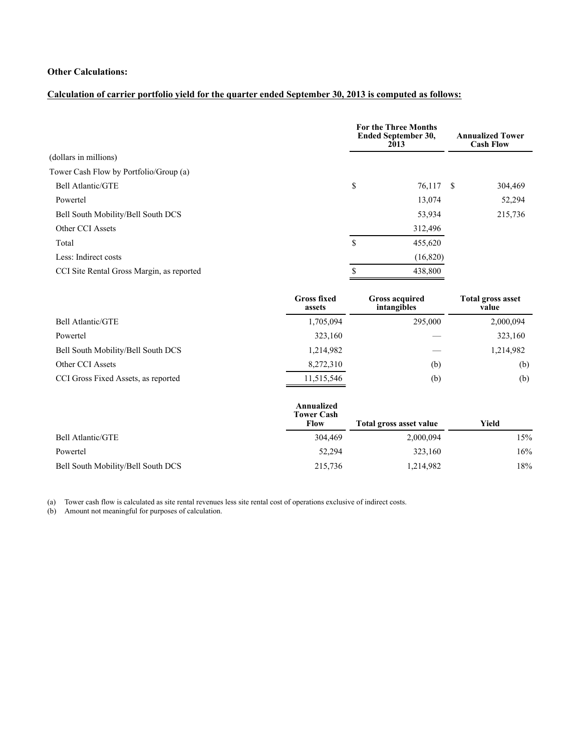**Other Calculations:**

**Calculation of carrier portfolio yield for the quarter ended September 30, 2013 is computed as follows:**

| | For the Three Months Ended September 30, 2013 | Annualized Tower Cash Flow |
|---|---|---|
| (dollars in millions) | | |
| Tower Cash Flow by Portfolio/Group (a) | | |
| Bell Atlantic/GTE | $ 76,117 | $ 304,469 |
| Powertel | 13,074 | 52,294 |
| Bell South Mobility/Bell South DCS | 53,934 | 215,736 |
| Other CCI Assets | 312,496 | |
| Total | $ 455,620 | |
| Less: Indirect costs | (16,820) | |
| CCI Site Rental Gross Margin, as reported | $ 438,800 | |

| | Gross fixed assets | Gross acquired intangibles | Total gross asset value |
|---|---|---|---|
| Bell Atlantic/GTE | 1,705,094 | 295,000 | 2,000,094 |
| Powertel | 323,160 | — | 323,160 |
| Bell South Mobility/Bell South DCS | 1,214,982 | — | 1,214,982 |
| Other CCI Assets | 8,272,310 | (b) | (b) |
| CCI Gross Fixed Assets, as reported | 11,515,546 | (b) | (b) |

| | Annualized Tower Cash Flow | Total gross asset value | Yield |
|---|---|---|---|
| Bell Atlantic/GTE | 304,469 | 2,000,094 | 15% |
| Powertel | 52,294 | 323,160 | 16% |
| Bell South Mobility/Bell South DCS | 215,736 | 1,214,982 | 18% |

(a) Tower cash flow is calculated as site rental revenues less site rental cost of operations exclusive of indirect costs.
(b) Amount not meaningful for purposes of calculation.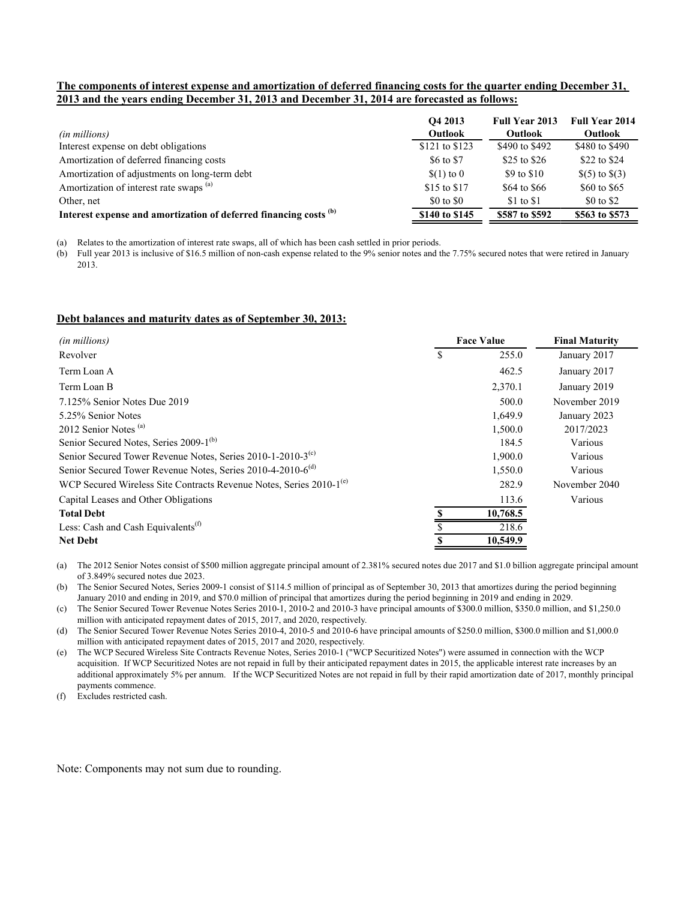**The components of interest expense and amortization of deferred financing costs for the quarter ending December 31, 2013 and the years ending December 31, 2013 and December 31, 2014 are forecasted as follows:**

| *(in millions)* | Q4 2013 Outlook | Full Year 2013 Outlook | Full Year 2014 Outlook |
|---|---|---|---|
| Interest expense on debt obligations | \$121 to \$123 | \$490 to \$492 | \$480 to \$490 |
| Amortization of deferred financing costs | \$6 to \$7 | \$25 to \$26 | \$22 to \$24 |
| Amortization of adjustments on long-term debt | \$(1) to 0 | \$9 to \$10 | \$(5) to \$(3) |
| Amortization of interest rate swaps [(a)] | \$15 to \$17 | \$64 to \$66 | \$60 to \$65 |
| Other, net | \$0 to \$0 | \$1 to \$1 | \$0 to \$2 |
| **Interest expense and amortization of deferred financing costs [(b)]** | **\$140 to \$145** | **\$587 to \$592** | **\$563 to \$573** |

(a) Relates to the amortization of interest rate swaps, all of which has been cash settled in prior periods.
(b) Full year 2013 is inclusive of \$16.5 million of non-cash expense related to the 9% senior notes and the 7.75% secured notes that were retired in January 2013.

**Debt balances and maturity dates as of September 30, 2013:**

| *(in millions)* | Face Value | Final Maturity |
|---|---|---|
| Revolver | \$ 255.0 | January 2017 |
| Term Loan A | 462.5 | January 2017 |
| Term Loan B | 2,370.1 | January 2019 |
| 7.125% Senior Notes Due 2019 | 500.0 | November 2019 |
| 5.25% Senior Notes | 1,649.9 | January 2023 |
| 2012 Senior Notes [(a)] | 1,500.0 | 2017/2023 |
| Senior Secured Notes, Series 2009-1[(b)] | 184.5 | Various |
| Senior Secured Tower Revenue Notes, Series 2010-1-2010-3[(c)] | 1,900.0 | Various |
| Senior Secured Tower Revenue Notes, Series 2010-4-2010-6[(d)] | 1,550.0 | Various |
| WCP Secured Wireless Site Contracts Revenue Notes, Series 2010-1[(e)] | 282.9 | November 2040 |
| Capital Leases and Other Obligations | 113.6 | Various |
| **Total Debt** | **\$ 10,768.5** | |
| Less: Cash and Cash Equivalents[(f)] | \$ 218.6 | |
| **Net Debt** | **\$ 10,549.9** | |

(a) The 2012 Senior Notes consist of \$500 million aggregate principal amount of 2.381% secured notes due 2017 and \$1.0 billion aggregate principal amount of 3.849% secured notes due 2023.
(b) The Senior Secured Notes, Series 2009-1 consist of \$114.5 million of principal as of September 30, 2013 that amortizes during the period beginning January 2010 and ending in 2019, and \$70.0 million of principal that amortizes during the period beginning in 2019 and ending in 2029.
(c) The Senior Secured Tower Revenue Notes Series 2010-1, 2010-2 and 2010-3 have principal amounts of \$300.0 million, \$350.0 million, and \$1,250.0 million with anticipated repayment dates of 2015, 2017, and 2020, respectively.
(d) The Senior Secured Tower Revenue Notes Series 2010-4, 2010-5 and 2010-6 have principal amounts of \$250.0 million, \$300.0 million and \$1,000.0 million with anticipated repayment dates of 2015, 2017 and 2020, respectively.
(e) The WCP Secured Wireless Site Contracts Revenue Notes, Series 2010-1 ("WCP Securitized Notes") were assumed in connection with the WCP acquisition. If WCP Securitized Notes are not repaid in full by their anticipated repayment dates in 2015, the applicable interest rate increases by an additional approximately 5% per annum. If the WCP Securitized Notes are not repaid in full by their rapid amortization date of 2017, monthly principal payments commence.
(f) Excludes restricted cash.

Note: Components may not sum due to rounding.